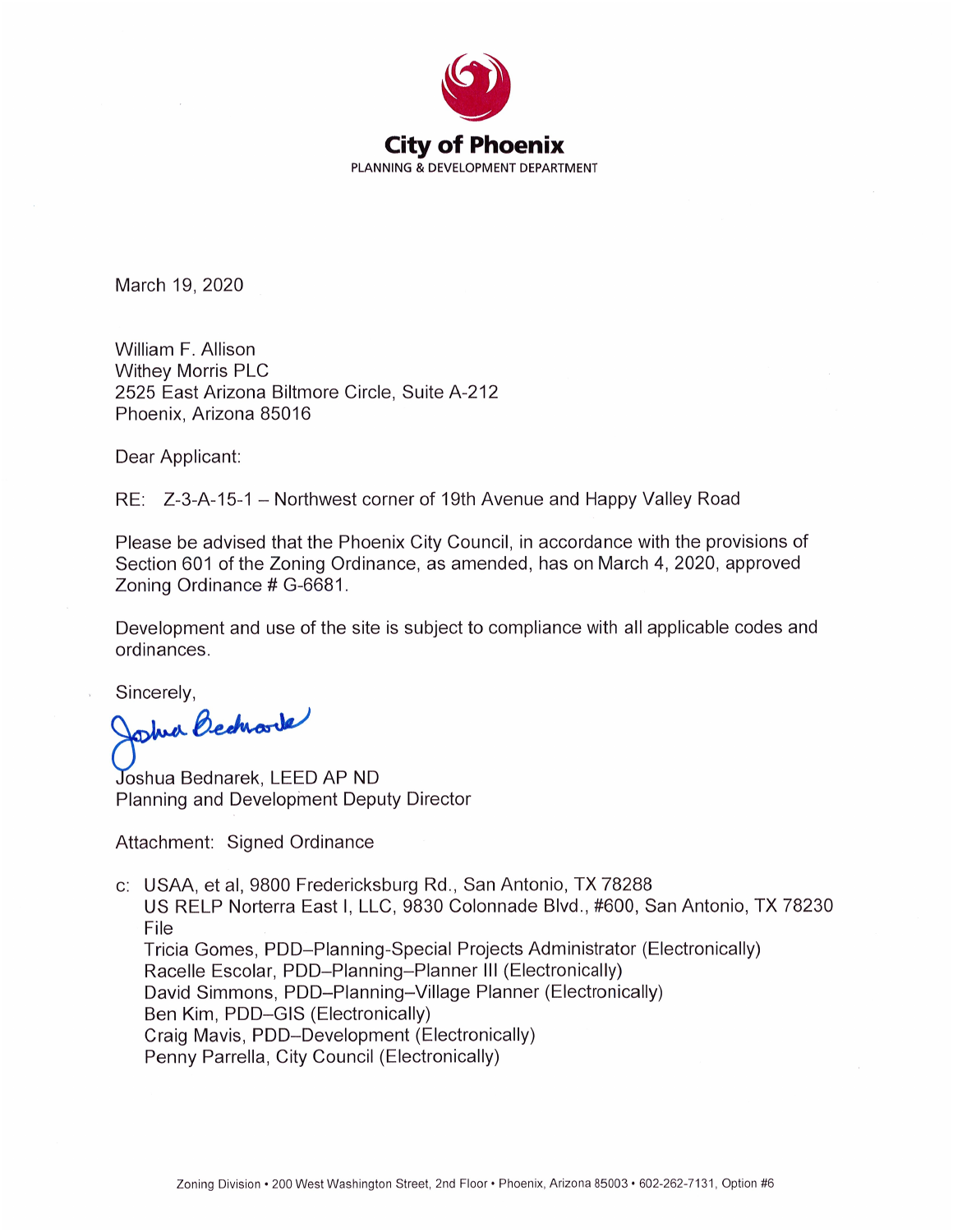**City of Phoenix**
PLANNING & DEVELOPMENT DEPARTMENT

March 19, 2020

William F. Allison
Withey Morris PLC
2525 East Arizona Biltmore Circle, Suite A-212
Phoenix, Arizona 85016

Dear Applicant:

RE: Z-3-A-15-1 – Northwest corner of 19th Avenue and Happy Valley Road

Please be advised that the Phoenix City Council, in accordance with the provisions of Section 601 of the Zoning Ordinance, as amended, has on March 4, 2020, approved Zoning Ordinance # G-6681.

Development and use of the site is subject to compliance with all applicable codes and ordinances.

Sincerely,

Joshua Bednarek

Joshua Bednarek, LEED AP ND
Planning and Development Deputy Director

Attachment: Signed Ordinance

c: USAA, et al, 9800 Fredericksburg Rd., San Antonio, TX 78288
US RELP Norterra East I, LLC, 9830 Colonnade Blvd., #600, San Antonio, TX 78230
File
Tricia Gomes, PDD–Planning-Special Projects Administrator (Electronically)
Racelle Escolar, PDD–Planning–Planner III (Electronically)
David Simmons, PDD–Planning–Village Planner (Electronically)
Ben Kim, PDD–GIS (Electronically)
Craig Mavis, PDD–Development (Electronically)
Penny Parrella, City Council (Electronically)

Zoning Division • 200 West Washington Street, 2nd Floor • Phoenix, Arizona 85003 • 602-262-7131, Option #6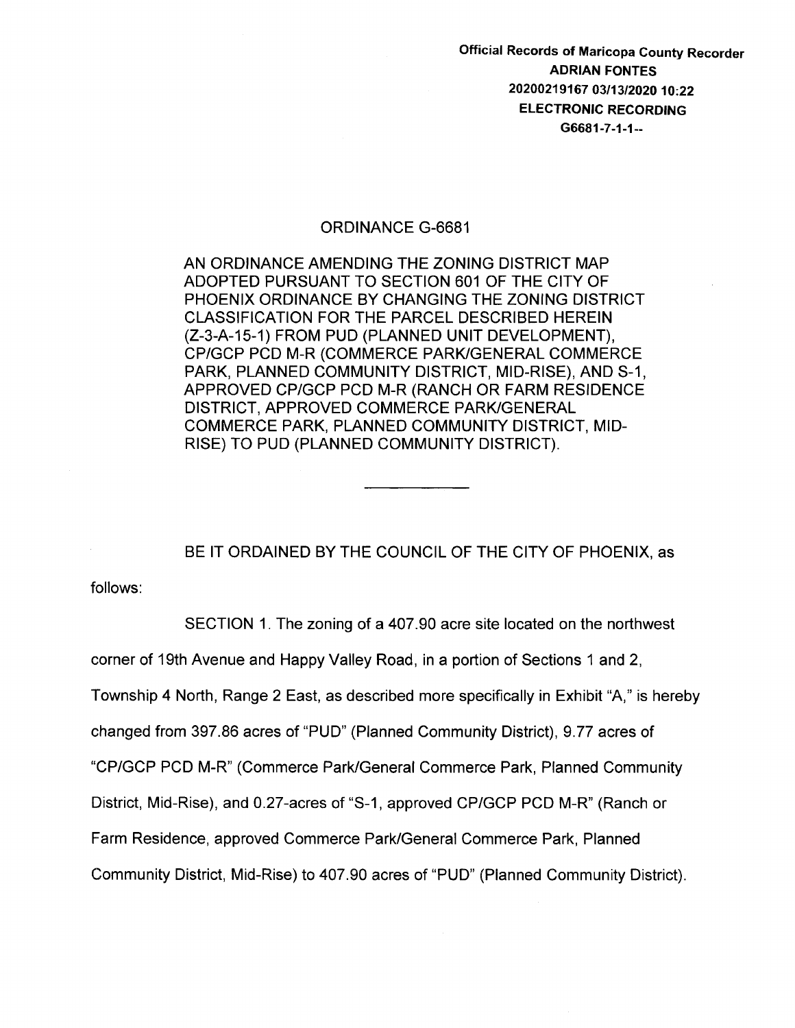Official Records of Maricopa County Recorder
ADRIAN FONTES
20200219167 03/13/2020 10:22
ELECTRONIC RECORDING
G6681-7-1-1--

# ORDINANCE G-6681

AN ORDINANCE AMENDING THE ZONING DISTRICT MAP ADOPTED PURSUANT TO SECTION 601 OF THE CITY OF PHOENIX ORDINANCE BY CHANGING THE ZONING DISTRICT CLASSIFICATION FOR THE PARCEL DESCRIBED HEREIN (Z-3-A-15-1) FROM PUD (PLANNED UNIT DEVELOPMENT), CP/GCP PCD M-R (COMMERCE PARK/GENERAL COMMERCE PARK, PLANNED COMMUNITY DISTRICT, MID-RISE), AND S-1, APPROVED CP/GCP PCD M-R (RANCH OR FARM RESIDENCE DISTRICT, APPROVED COMMERCE PARK/GENERAL COMMERCE PARK, PLANNED COMMUNITY DISTRICT, MID-RISE) TO PUD (PLANNED COMMUNITY DISTRICT).

---

BE IT ORDAINED BY THE COUNCIL OF THE CITY OF PHOENIX, as follows:

SECTION 1. The zoning of a 407.90 acre site located on the northwest corner of 19th Avenue and Happy Valley Road, in a portion of Sections 1 and 2, Township 4 North, Range 2 East, as described more specifically in Exhibit "A," is hereby changed from 397.86 acres of "PUD" (Planned Community District), 9.77 acres of "CP/GCP PCD M-R" (Commerce Park/General Commerce Park, Planned Community District, Mid-Rise), and 0.27-acres of "S-1, approved CP/GCP PCD M-R" (Ranch or Farm Residence, approved Commerce Park/General Commerce Park, Planned Community District, Mid-Rise) to 407.90 acres of "PUD" (Planned Community District).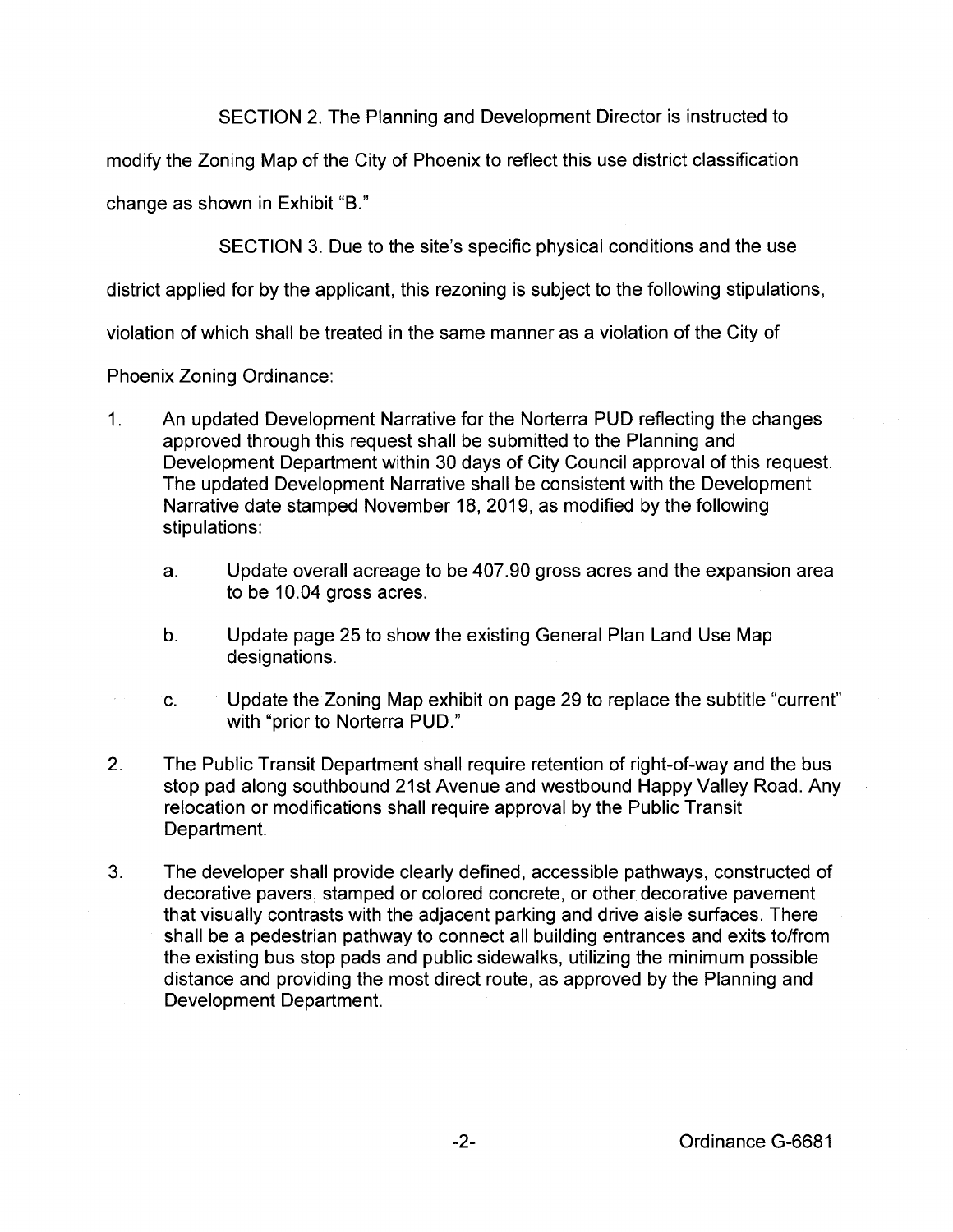SECTION 2. The Planning and Development Director is instructed to modify the Zoning Map of the City of Phoenix to reflect this use district classification change as shown in Exhibit "B."

SECTION 3. Due to the site's specific physical conditions and the use district applied for by the applicant, this rezoning is subject to the following stipulations, violation of which shall be treated in the same manner as a violation of the City of Phoenix Zoning Ordinance:

1. An updated Development Narrative for the Norterra PUD reflecting the changes approved through this request shall be submitted to the Planning and Development Department within 30 days of City Council approval of this request. The updated Development Narrative shall be consistent with the Development Narrative date stamped November 18, 2019, as modified by the following stipulations:

   a. Update overall acreage to be 407.90 gross acres and the expansion area to be 10.04 gross acres.

   b. Update page 25 to show the existing General Plan Land Use Map designations.

   c. Update the Zoning Map exhibit on page 29 to replace the subtitle "current" with "prior to Norterra PUD."

2. The Public Transit Department shall require retention of right-of-way and the bus stop pad along southbound 21st Avenue and westbound Happy Valley Road. Any relocation or modifications shall require approval by the Public Transit Department.

3. The developer shall provide clearly defined, accessible pathways, constructed of decorative pavers, stamped or colored concrete, or other decorative pavement that visually contrasts with the adjacent parking and drive aisle surfaces. There shall be a pedestrian pathway to connect all building entrances and exits to/from the existing bus stop pads and public sidewalks, utilizing the minimum possible distance and providing the most direct route, as approved by the Planning and Development Department.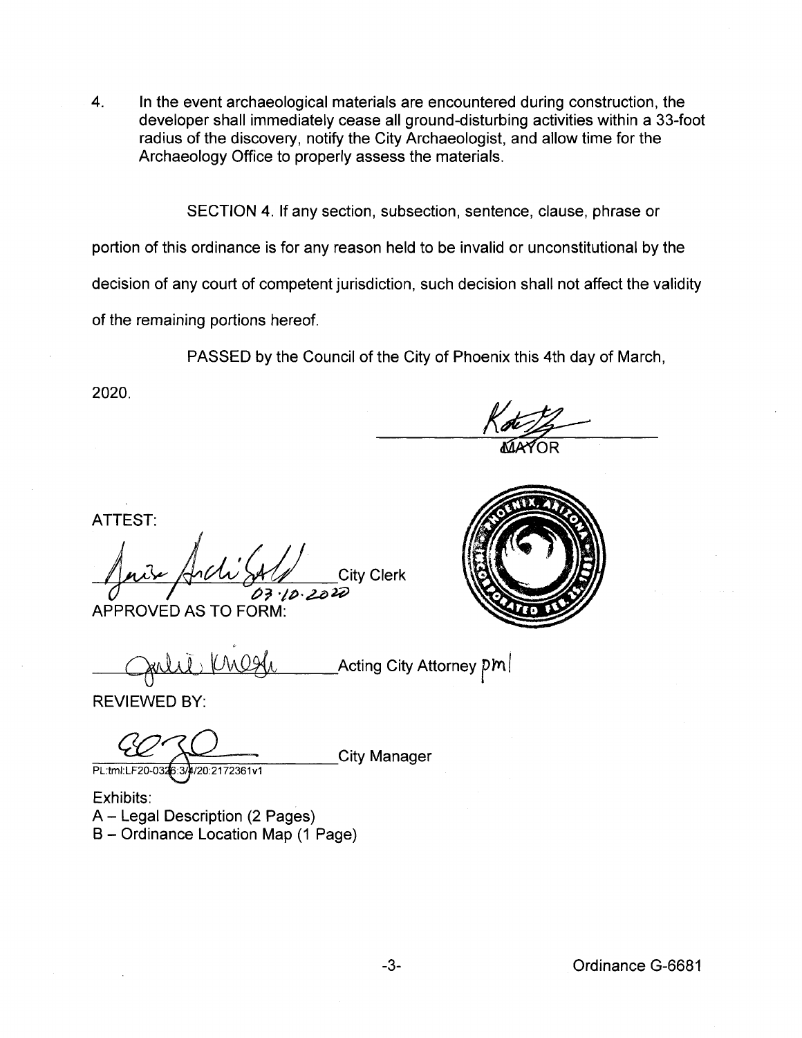4. In the event archaeological materials are encountered during construction, the developer shall immediately cease all ground-disturbing activities within a 33-foot radius of the discovery, notify the City Archaeologist, and allow time for the Archaeology Office to properly assess the materials.

SECTION 4. If any section, subsection, sentence, clause, phrase or portion of this ordinance is for any reason held to be invalid or unconstitutional by the decision of any court of competent jurisdiction, such decision shall not affect the validity of the remaining portions hereof.

PASSED by the Council of the City of Phoenix this 4th day of March, 2020.

_________________________ MAYOR

ATTEST:

_________________________ City Clerk
03.10.2020

APPROVED AS TO FORM:

_________________________ Acting City Attorney pml

REVIEWED BY:

_________________________ City Manager

PL:tml:LF20-0326:3/4/20:2172361v1

Exhibits:
A – Legal Description (2 Pages)
B – Ordinance Location Map (1 Page)

Ordinance G-6681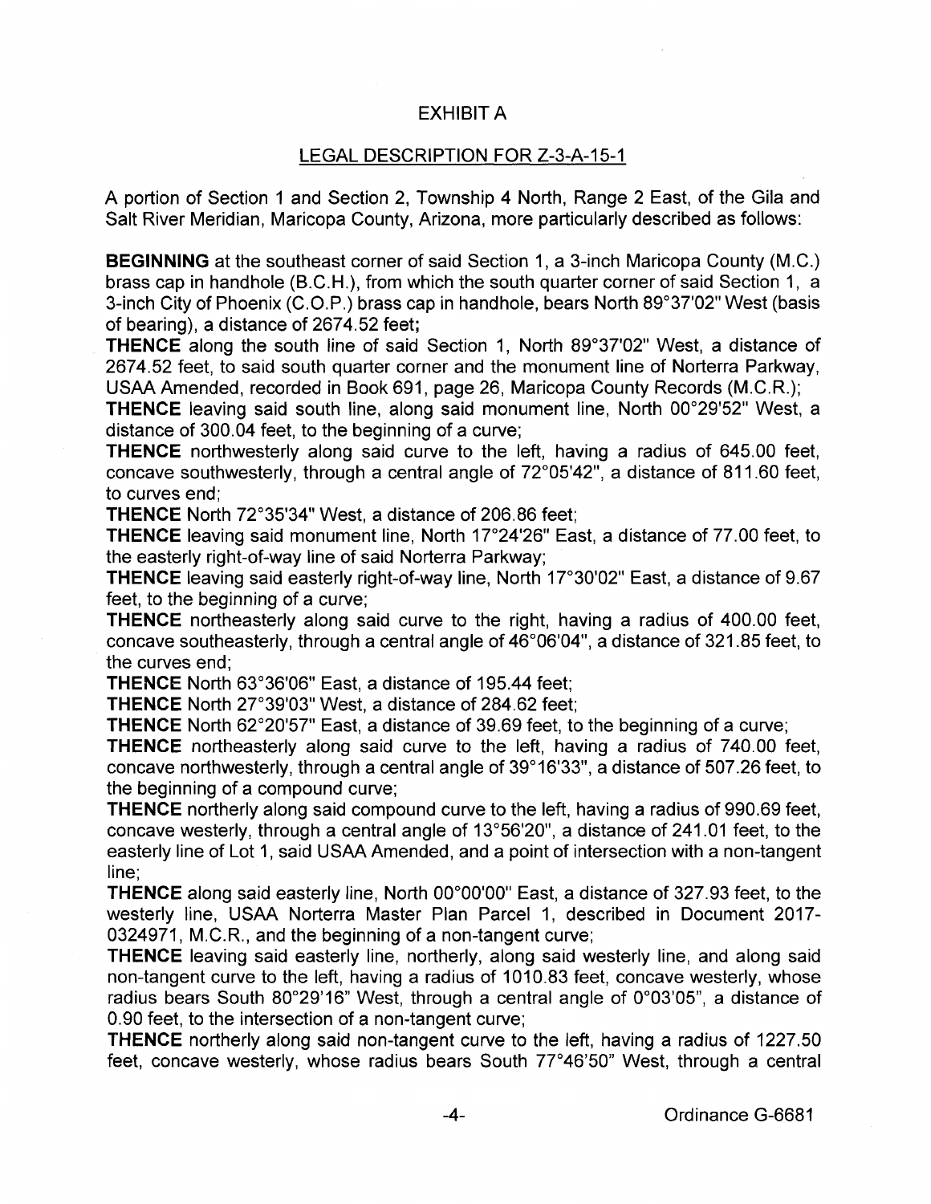# EXHIBIT A

## LEGAL DESCRIPTION FOR Z-3-A-15-1

A portion of Section 1 and Section 2, Township 4 North, Range 2 East, of the Gila and Salt River Meridian, Maricopa County, Arizona, more particularly described as follows:

**BEGINNING** at the southeast corner of said Section 1, a 3-inch Maricopa County (M.C.) brass cap in handhole (B.C.H.), from which the south quarter corner of said Section 1, a 3-inch City of Phoenix (C.O.P.) brass cap in handhole, bears North 89°37'02" West (basis of bearing), a distance of 2674.52 feet;

**THENCE** along the south line of said Section 1, North 89°37'02" West, a distance of 2674.52 feet, to said south quarter corner and the monument line of Norterra Parkway, USAA Amended, recorded in Book 691, page 26, Maricopa County Records (M.C.R.);

**THENCE** leaving said south line, along said monument line, North 00°29'52" West, a distance of 300.04 feet, to the beginning of a curve;

**THENCE** northwesterly along said curve to the left, having a radius of 645.00 feet, concave southwesterly, through a central angle of 72°05'42", a distance of 811.60 feet, to curves end;

**THENCE** North 72°35'34" West, a distance of 206.86 feet;

**THENCE** leaving said monument line, North 17°24'26" East, a distance of 77.00 feet, to the easterly right-of-way line of said Norterra Parkway;

**THENCE** leaving said easterly right-of-way line, North 17°30'02" East, a distance of 9.67 feet, to the beginning of a curve;

**THENCE** northeasterly along said curve to the right, having a radius of 400.00 feet, concave southeasterly, through a central angle of 46°06'04", a distance of 321.85 feet, to the curves end;

**THENCE** North 63°36'06" East, a distance of 195.44 feet;

**THENCE** North 27°39'03" West, a distance of 284.62 feet;

**THENCE** North 62°20'57" East, a distance of 39.69 feet, to the beginning of a curve;

**THENCE** northeasterly along said curve to the left, having a radius of 740.00 feet, concave northwesterly, through a central angle of 39°16'33", a distance of 507.26 feet, to the beginning of a compound curve;

**THENCE** northerly along said compound curve to the left, having a radius of 990.69 feet, concave westerly, through a central angle of 13°56'20", a distance of 241.01 feet, to the easterly line of Lot 1, said USAA Amended, and a point of intersection with a non-tangent line;

**THENCE** along said easterly line, North 00°00'00" East, a distance of 327.93 feet, to the westerly line, USAA Norterra Master Plan Parcel 1, described in Document 2017-0324971, M.C.R., and the beginning of a non-tangent curve;

**THENCE** leaving said easterly line, northerly, along said westerly line, and along said non-tangent curve to the left, having a radius of 1010.83 feet, concave westerly, whose radius bears South 80°29'16" West, through a central angle of 0°03'05", a distance of 0.90 feet, to the intersection of a non-tangent curve;

**THENCE** northerly along said non-tangent curve to the left, having a radius of 1227.50 feet, concave westerly, whose radius bears South 77°46'50" West, through a central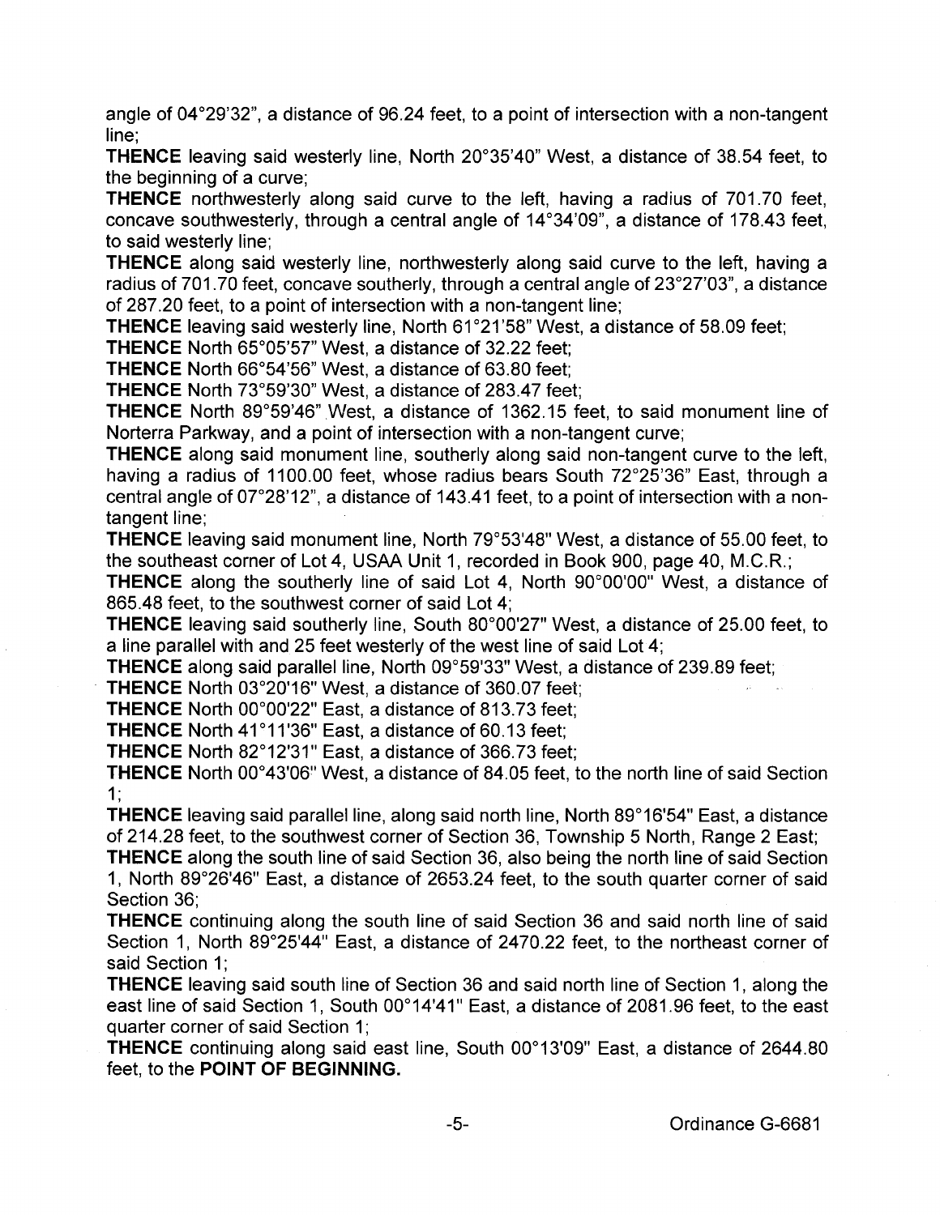angle of 04°29'32", a distance of 96.24 feet, to a point of intersection with a non-tangent line;

**THENCE** leaving said westerly line, North 20°35'40" West, a distance of 38.54 feet, to the beginning of a curve;

**THENCE** northwesterly along said curve to the left, having a radius of 701.70 feet, concave southwesterly, through a central angle of 14°34'09", a distance of 178.43 feet, to said westerly line;

**THENCE** along said westerly line, northwesterly along said curve to the left, having a radius of 701.70 feet, concave southerly, through a central angle of 23°27'03", a distance of 287.20 feet, to a point of intersection with a non-tangent line;

**THENCE** leaving said westerly line, North 61°21'58" West, a distance of 58.09 feet;

**THENCE** North 65°05'57" West, a distance of 32.22 feet;

**THENCE** North 66°54'56" West, a distance of 63.80 feet;

**THENCE** North 73°59'30" West, a distance of 283.47 feet;

**THENCE** North 89°59'46" West, a distance of 1362.15 feet, to said monument line of Norterra Parkway, and a point of intersection with a non-tangent curve;

**THENCE** along said monument line, southerly along said non-tangent curve to the left, having a radius of 1100.00 feet, whose radius bears South 72°25'36" East, through a central angle of 07°28'12", a distance of 143.41 feet, to a point of intersection with a non-tangent line;

**THENCE** leaving said monument line, North 79°53'48" West, a distance of 55.00 feet, to the southeast corner of Lot 4, USAA Unit 1, recorded in Book 900, page 40, M.C.R.;

**THENCE** along the southerly line of said Lot 4, North 90°00'00" West, a distance of 865.48 feet, to the southwest corner of said Lot 4;

**THENCE** leaving said southerly line, South 80°00'27" West, a distance of 25.00 feet, to a line parallel with and 25 feet westerly of the west line of said Lot 4;

**THENCE** along said parallel line, North 09°59'33" West, a distance of 239.89 feet;

**THENCE** North 03°20'16" West, a distance of 360.07 feet;

**THENCE** North 00°00'22" East, a distance of 813.73 feet;

**THENCE** North 41°11'36" East, a distance of 60.13 feet;

**THENCE** North 82°12'31" East, a distance of 366.73 feet;

**THENCE** North 00°43'06" West, a distance of 84.05 feet, to the north line of said Section 1;

**THENCE** leaving said parallel line, along said north line, North 89°16'54" East, a distance of 214.28 feet, to the southwest corner of Section 36, Township 5 North, Range 2 East;

**THENCE** along the south line of said Section 36, also being the north line of said Section 1, North 89°26'46" East, a distance of 2653.24 feet, to the south quarter corner of said Section 36;

**THENCE** continuing along the south line of said Section 36 and said north line of said Section 1, North 89°25'44" East, a distance of 2470.22 feet, to the northeast corner of said Section 1;

**THENCE** leaving said south line of Section 36 and said north line of Section 1, along the east line of said Section 1, South 00°14'41" East, a distance of 2081.96 feet, to the east quarter corner of said Section 1;

**THENCE** continuing along said east line, South 00°13'09" East, a distance of 2644.80 feet, to the **POINT OF BEGINNING.**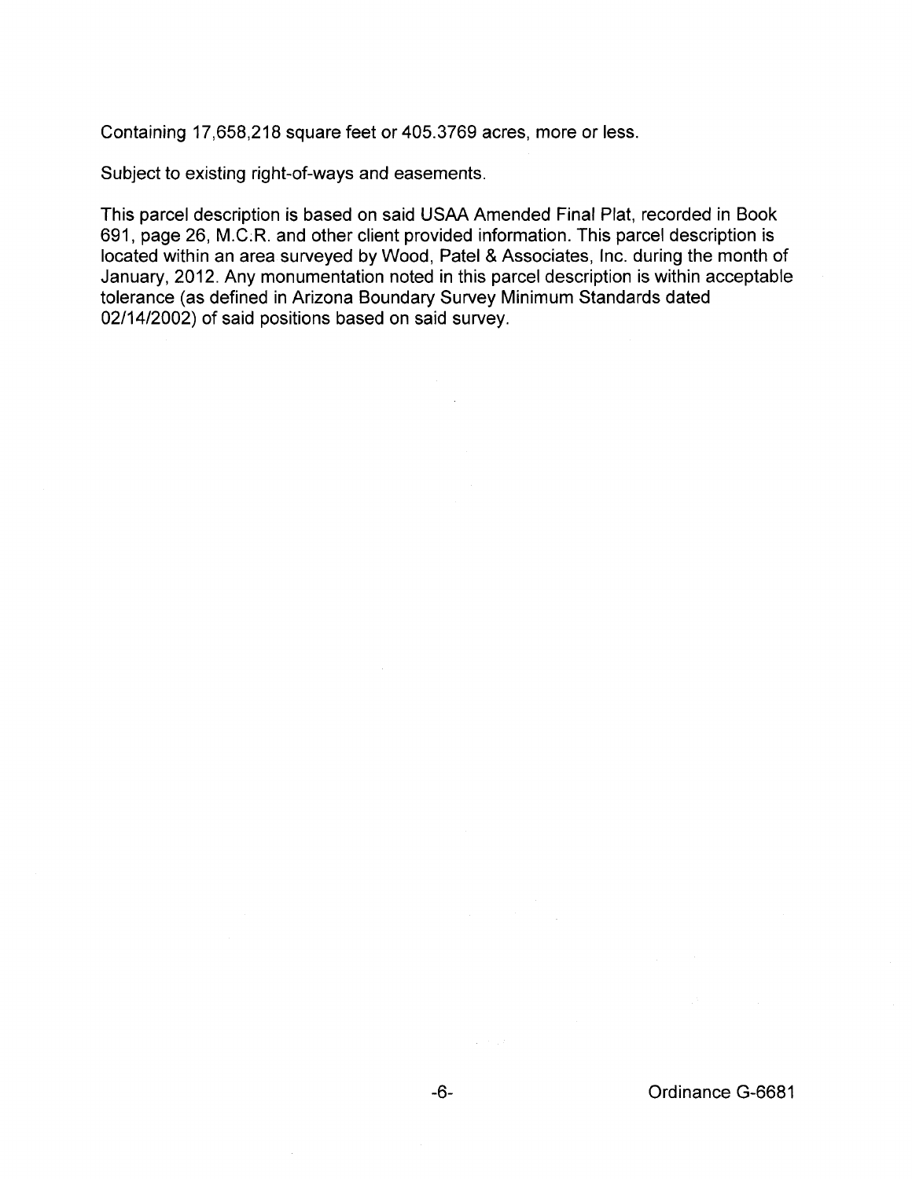Containing 17,658,218 square feet or 405.3769 acres, more or less.

Subject to existing right-of-ways and easements.

This parcel description is based on said USAA Amended Final Plat, recorded in Book 691, page 26, M.C.R. and other client provided information. This parcel description is located within an area surveyed by Wood, Patel & Associates, Inc. during the month of January, 2012. Any monumentation noted in this parcel description is within acceptable tolerance (as defined in Arizona Boundary Survey Minimum Standards dated 02/14/2002) of said positions based on said survey.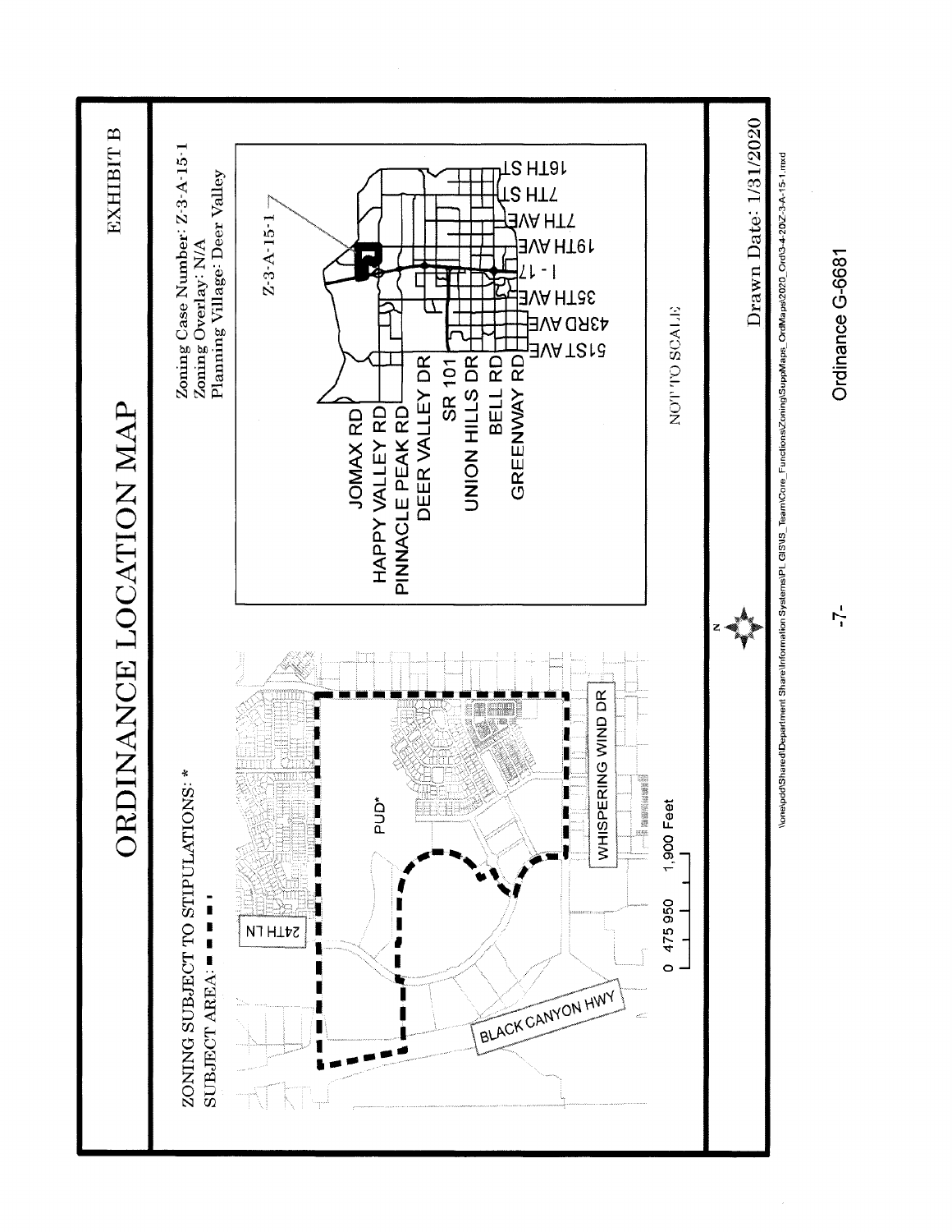# ORDINANCE LOCATION MAP

EXHIBIT B

ZONING SUBJECT TO STIPULATIONS: *

SUBJECT AREA: ■ ■ ■ ■

24TH LN

PUD*

BLACK CANYON HWY

WHISPERING WIND DR

0 475 950 1,900 Feet

Zoning Case Number: Z-3-A-15-1
Zoning Overlay: N/A
Planning Village: Deer Valley

Z-3-A-15-1

JOMAX RD
HAPPY VALLEY RD
PINNACLE PEAK RD
DEER VALLEY DR
SR 101
UNION HILLS DR
BELL RD
GREENWAY RD

51ST AVE
43RD AVE
35TH AVE
I - 17
19TH AVE
7TH AVE
7TH ST
16TH ST

NOT TO SCALE

Drawn Date: 1/31/2020

\\oneipdd\Shared\Department Share\Information Systems\PL GIS\IS_Team\Core_Functions\Zoning\SuppMaps_OrdMaps\2020_Ord\3-4-20\Z-3-A-15-1.mxd

Ordinance G-6681